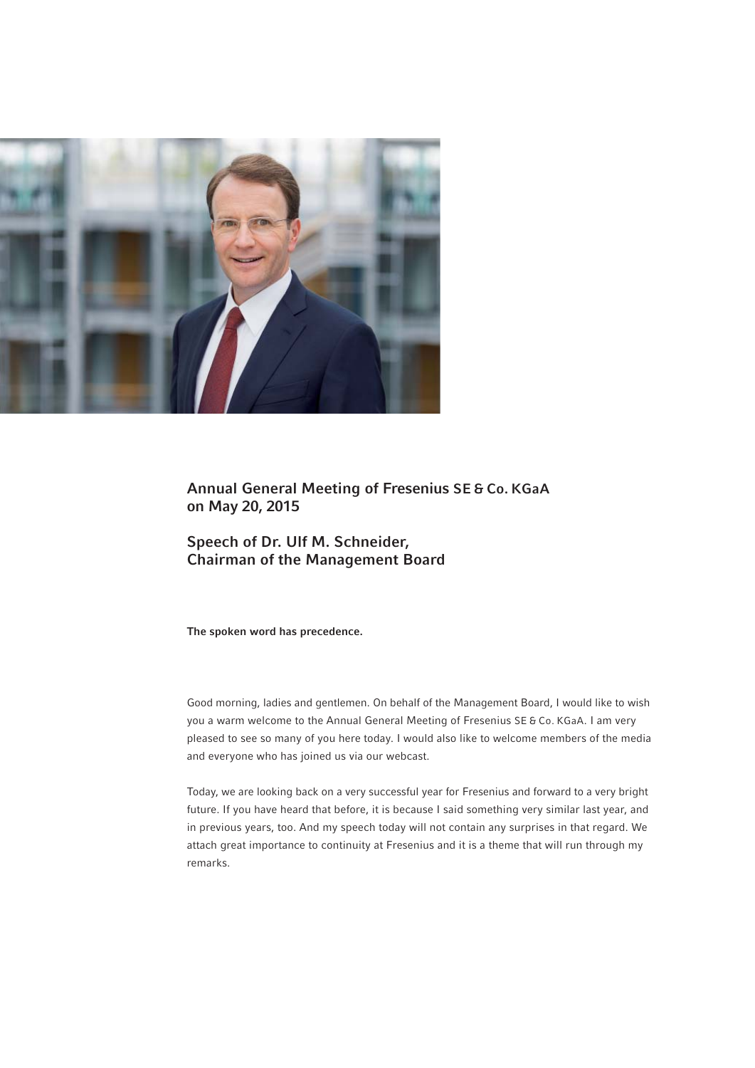# Annual General Meeting of Fresenius SE & Co. KGaA on May 20, 2015

## Speech of Dr. Ulf M. Schneider, Chairman of the Management Board

**The spoken word has precedence.**

Good morning, ladies and gentlemen. On behalf of the Management Board, I would like to wish you a warm welcome to the Annual General Meeting of Fresenius SE & Co. KGaA. I am very pleased to see so many of you here today. I would also like to welcome members of the media and everyone who has joined us via our webcast.

Today, we are looking back on a very successful year for Fresenius and forward to a very bright future. If you have heard that before, it is because I said something very similar last year, and in previous years, too. And my speech today will not contain any surprises in that regard. We attach great importance to continuity at Fresenius and it is a theme that will run through my remarks.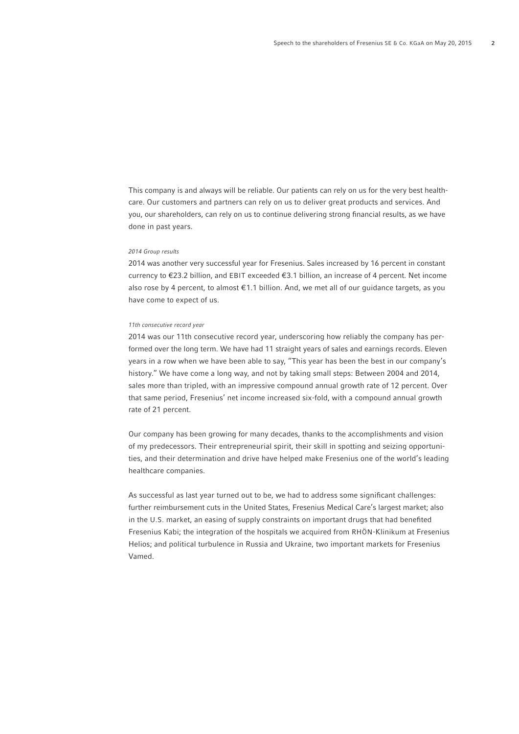This company is and always will be reliable. Our patients can rely on us for the very best healthcare. Our customers and partners can rely on us to deliver great products and services. And you, our shareholders, can rely on us to continue delivering strong financial results, as we have done in past years.

*2014 Group results*

2014 was another very successful year for Fresenius. Sales increased by 16 percent in constant currency to €23.2 billion, and EBIT exceeded €3.1 billion, an increase of 4 percent. Net income also rose by 4 percent, to almost €1.1 billion. And, we met all of our guidance targets, as you have come to expect of us.

*11th consecutive record year*

2014 was our 11th consecutive record year, underscoring how reliably the company has performed over the long term. We have had 11 straight years of sales and earnings records. Eleven years in a row when we have been able to say, "This year has been the best in our company's history." We have come a long way, and not by taking small steps: Between 2004 and 2014, sales more than tripled, with an impressive compound annual growth rate of 12 percent. Over that same period, Fresenius' net income increased six-fold, with a compound annual growth rate of 21 percent.

Our company has been growing for many decades, thanks to the accomplishments and vision of my predecessors. Their entrepreneurial spirit, their skill in spotting and seizing opportunities, and their determination and drive have helped make Fresenius one of the world's leading healthcare companies.

As successful as last year turned out to be, we had to address some significant challenges: further reimbursement cuts in the United States, Fresenius Medical Care's largest market; also in the U.S. market, an easing of supply constraints on important drugs that had benefited Fresenius Kabi; the integration of the hospitals we acquired from RHÖN-Klinikum at Fresenius Helios; and political turbulence in Russia and Ukraine, two important markets for Fresenius Vamed.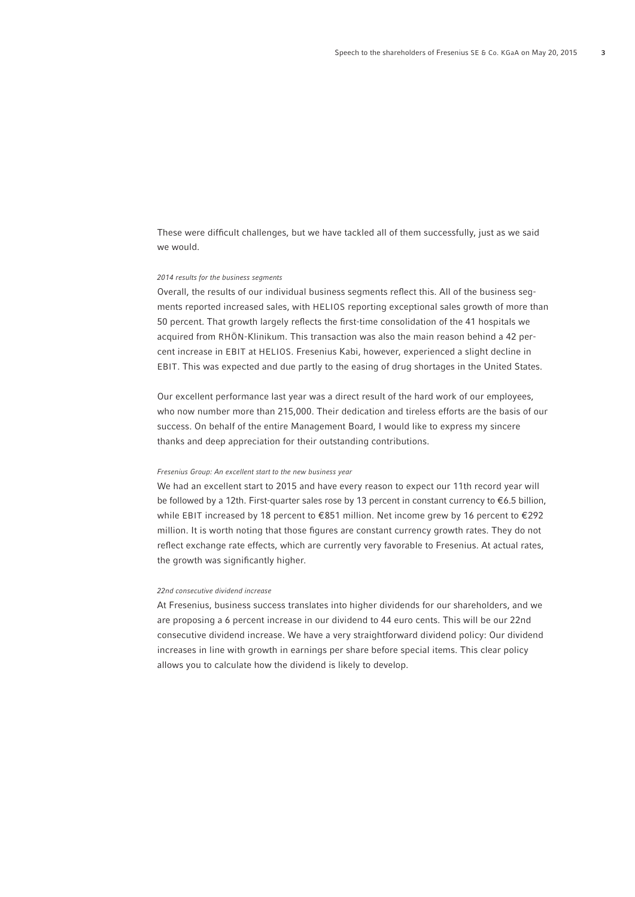These were difficult challenges, but we have tackled all of them successfully, just as we said we would.

*2014 results for the business segments*

Overall, the results of our individual business segments reflect this. All of the business segments reported increased sales, with HELIOS reporting exceptional sales growth of more than 50 percent. That growth largely reflects the first-time consolidation of the 41 hospitals we acquired from RHÖN-Klinikum. This transaction was also the main reason behind a 42 percent increase in EBIT at HELIOS. Fresenius Kabi, however, experienced a slight decline in EBIT. This was expected and due partly to the easing of drug shortages in the United States.

Our excellent performance last year was a direct result of the hard work of our employees, who now number more than 215,000. Their dedication and tireless efforts are the basis of our success. On behalf of the entire Management Board, I would like to express my sincere thanks and deep appreciation for their outstanding contributions.

*Fresenius Group: An excellent start to the new business year*

We had an excellent start to 2015 and have every reason to expect our 11th record year will be followed by a 12th. First-quarter sales rose by 13 percent in constant currency to €6.5 billion, while EBIT increased by 18 percent to €851 million. Net income grew by 16 percent to €292 million. It is worth noting that those figures are constant currency growth rates. They do not reflect exchange rate effects, which are currently very favorable to Fresenius. At actual rates, the growth was significantly higher.

*22nd consecutive dividend increase*

At Fresenius, business success translates into higher dividends for our shareholders, and we are proposing a 6 percent increase in our dividend to 44 euro cents. This will be our 22nd consecutive dividend increase. We have a very straightforward dividend policy: Our dividend increases in line with growth in earnings per share before special items. This clear policy allows you to calculate how the dividend is likely to develop.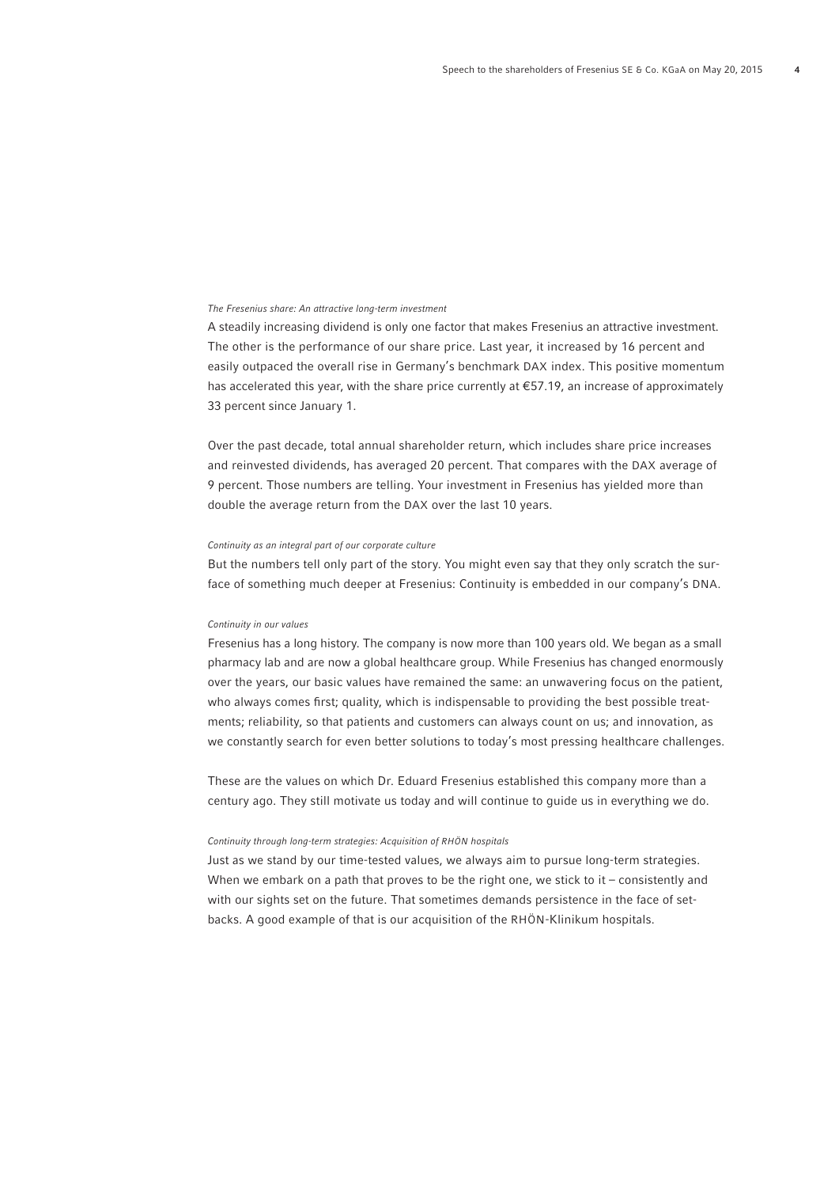*The Fresenius share: An attractive long-term investment*

A steadily increasing dividend is only one factor that makes Fresenius an attractive investment. The other is the performance of our share price. Last year, it increased by 16 percent and easily outpaced the overall rise in Germany's benchmark DAX index. This positive momentum has accelerated this year, with the share price currently at €57.19, an increase of approximately 33 percent since January 1.

Over the past decade, total annual shareholder return, which includes share price increases and reinvested dividends, has averaged 20 percent. That compares with the DAX average of 9 percent. Those numbers are telling. Your investment in Fresenius has yielded more than double the average return from the DAX over the last 10 years.

*Continuity as an integral part of our corporate culture*

But the numbers tell only part of the story. You might even say that they only scratch the surface of something much deeper at Fresenius: Continuity is embedded in our company's DNA.

*Continuity in our values*

Fresenius has a long history. The company is now more than 100 years old. We began as a small pharmacy lab and are now a global healthcare group. While Fresenius has changed enormously over the years, our basic values have remained the same: an unwavering focus on the patient, who always comes first; quality, which is indispensable to providing the best possible treatments; reliability, so that patients and customers can always count on us; and innovation, as we constantly search for even better solutions to today's most pressing healthcare challenges.

These are the values on which Dr. Eduard Fresenius established this company more than a century ago. They still motivate us today and will continue to guide us in everything we do.

*Continuity through long-term strategies: Acquisition of RHÖN hospitals*

Just as we stand by our time-tested values, we always aim to pursue long-term strategies. When we embark on a path that proves to be the right one, we stick to it – consistently and with our sights set on the future. That sometimes demands persistence in the face of setbacks. A good example of that is our acquisition of the RHÖN-Klinikum hospitals.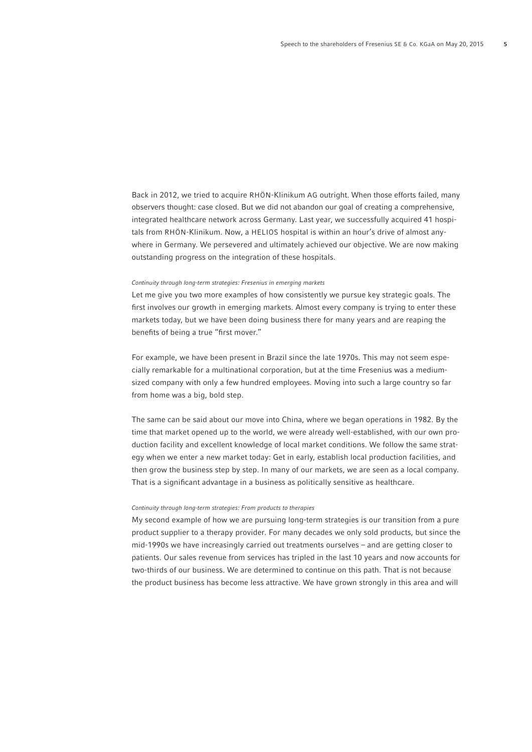Back in 2012, we tried to acquire RHÖN-Klinikum AG outright. When those efforts failed, many observers thought: case closed. But we did not abandon our goal of creating a comprehensive, integrated healthcare network across Germany. Last year, we successfully acquired 41 hospitals from RHÖN-Klinikum. Now, a HELIOS hospital is within an hour's drive of almost anywhere in Germany. We persevered and ultimately achieved our objective. We are now making outstanding progress on the integration of these hospitals.

*Continuity through long-term strategies: Fresenius in emerging markets*

Let me give you two more examples of how consistently we pursue key strategic goals. The first involves our growth in emerging markets. Almost every company is trying to enter these markets today, but we have been doing business there for many years and are reaping the benefits of being a true "first mover."

For example, we have been present in Brazil since the late 1970s. This may not seem especially remarkable for a multinational corporation, but at the time Fresenius was a medium-sized company with only a few hundred employees. Moving into such a large country so far from home was a big, bold step.

The same can be said about our move into China, where we began operations in 1982. By the time that market opened up to the world, we were already well-established, with our own production facility and excellent knowledge of local market conditions. We follow the same strategy when we enter a new market today: Get in early, establish local production facilities, and then grow the business step by step. In many of our markets, we are seen as a local company. That is a significant advantage in a business as politically sensitive as healthcare.

*Continuity through long-term strategies: From products to therapies*

My second example of how we are pursuing long-term strategies is our transition from a pure product supplier to a therapy provider. For many decades we only sold products, but since the mid-1990s we have increasingly carried out treatments ourselves – and are getting closer to patients. Our sales revenue from services has tripled in the last 10 years and now accounts for two-thirds of our business. We are determined to continue on this path. That is not because the product business has become less attractive. We have grown strongly in this area and will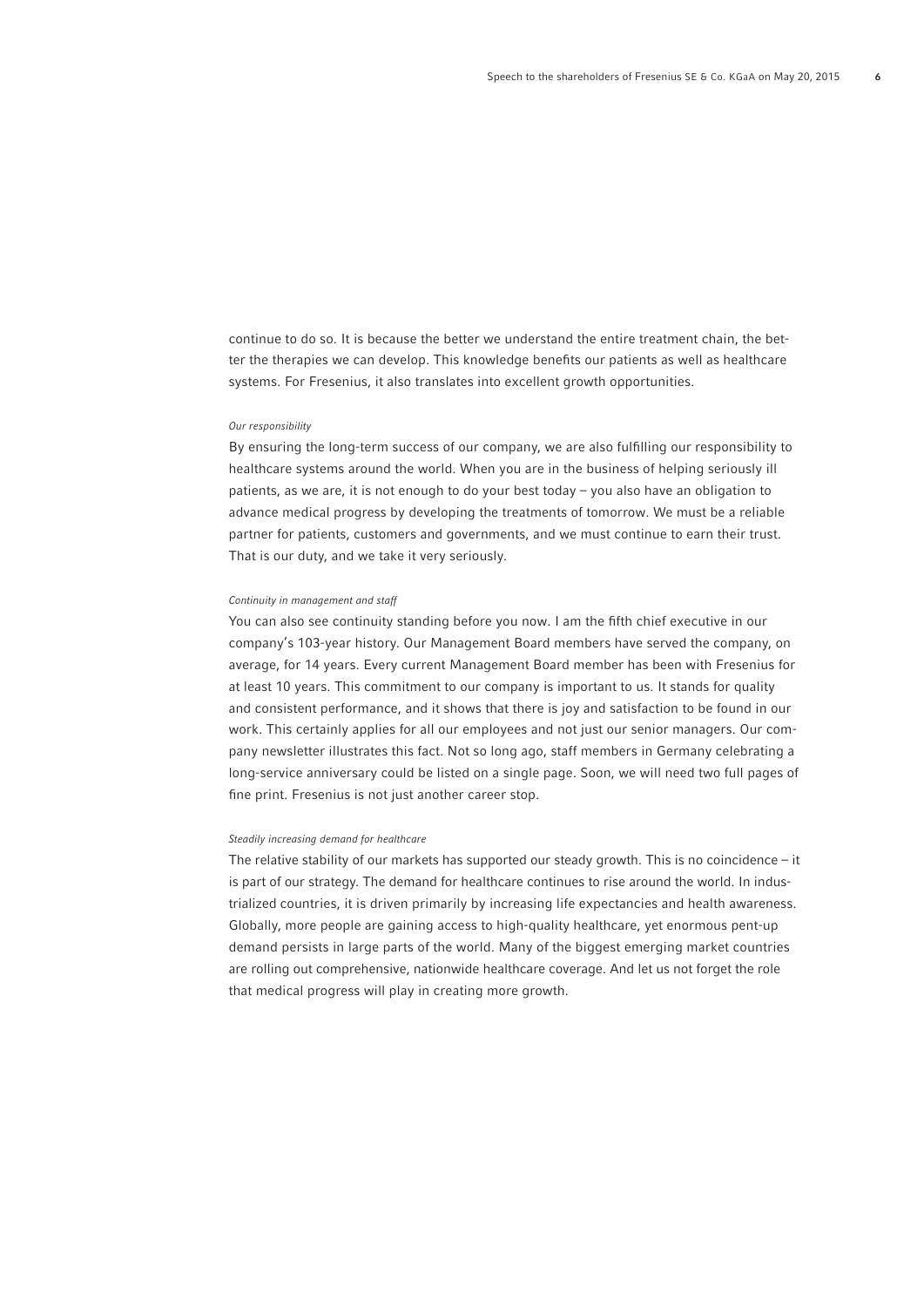continue to do so. It is because the better we understand the entire treatment chain, the better the therapies we can develop. This knowledge benefits our patients as well as healthcare systems. For Fresenius, it also translates into excellent growth opportunities.

*Our responsibility*

By ensuring the long-term success of our company, we are also fulfilling our responsibility to healthcare systems around the world. When you are in the business of helping seriously ill patients, as we are, it is not enough to do your best today – you also have an obligation to advance medical progress by developing the treatments of tomorrow. We must be a reliable partner for patients, customers and governments, and we must continue to earn their trust. That is our duty, and we take it very seriously.

*Continuity in management and staff*

You can also see continuity standing before you now. I am the fifth chief executive in our company's 103-year history. Our Management Board members have served the company, on average, for 14 years. Every current Management Board member has been with Fresenius for at least 10 years. This commitment to our company is important to us. It stands for quality and consistent performance, and it shows that there is joy and satisfaction to be found in our work. This certainly applies for all our employees and not just our senior managers. Our company newsletter illustrates this fact. Not so long ago, staff members in Germany celebrating a long-service anniversary could be listed on a single page. Soon, we will need two full pages of fine print. Fresenius is not just another career stop.

*Steadily increasing demand for healthcare*

The relative stability of our markets has supported our steady growth. This is no coincidence – it is part of our strategy. The demand for healthcare continues to rise around the world. In industrialized countries, it is driven primarily by increasing life expectancies and health awareness. Globally, more people are gaining access to high-quality healthcare, yet enormous pent-up demand persists in large parts of the world. Many of the biggest emerging market countries are rolling out comprehensive, nationwide healthcare coverage. And let us not forget the role that medical progress will play in creating more growth.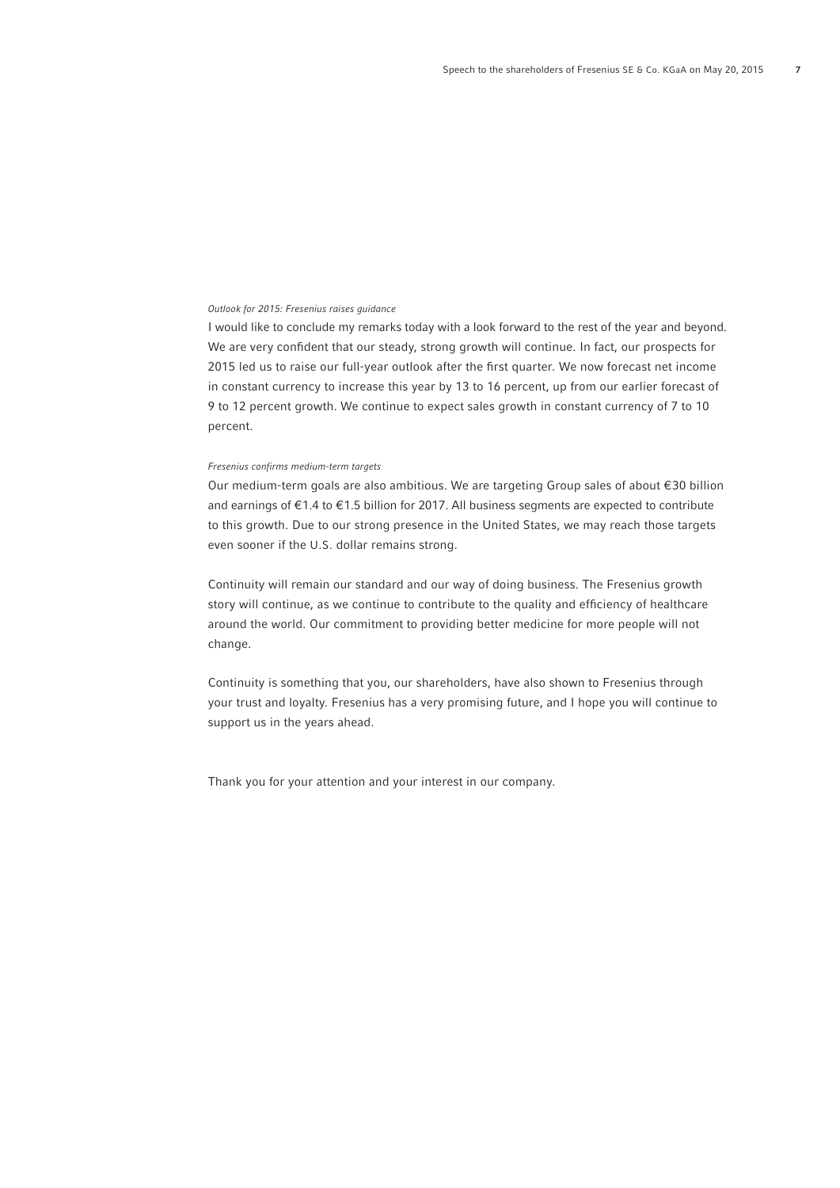*Outlook for 2015: Fresenius raises guidance*

I would like to conclude my remarks today with a look forward to the rest of the year and beyond. We are very confident that our steady, strong growth will continue. In fact, our prospects for 2015 led us to raise our full-year outlook after the first quarter. We now forecast net income in constant currency to increase this year by 13 to 16 percent, up from our earlier forecast of 9 to 12 percent growth. We continue to expect sales growth in constant currency of 7 to 10 percent.

*Fresenius confirms medium-term targets*

Our medium-term goals are also ambitious. We are targeting Group sales of about €30 billion and earnings of €1.4 to €1.5 billion for 2017. All business segments are expected to contribute to this growth. Due to our strong presence in the United States, we may reach those targets even sooner if the U.S. dollar remains strong.

Continuity will remain our standard and our way of doing business. The Fresenius growth story will continue, as we continue to contribute to the quality and efficiency of healthcare around the world. Our commitment to providing better medicine for more people will not change.

Continuity is something that you, our shareholders, have also shown to Fresenius through your trust and loyalty. Fresenius has a very promising future, and I hope you will continue to support us in the years ahead.

Thank you for your attention and your interest in our company.